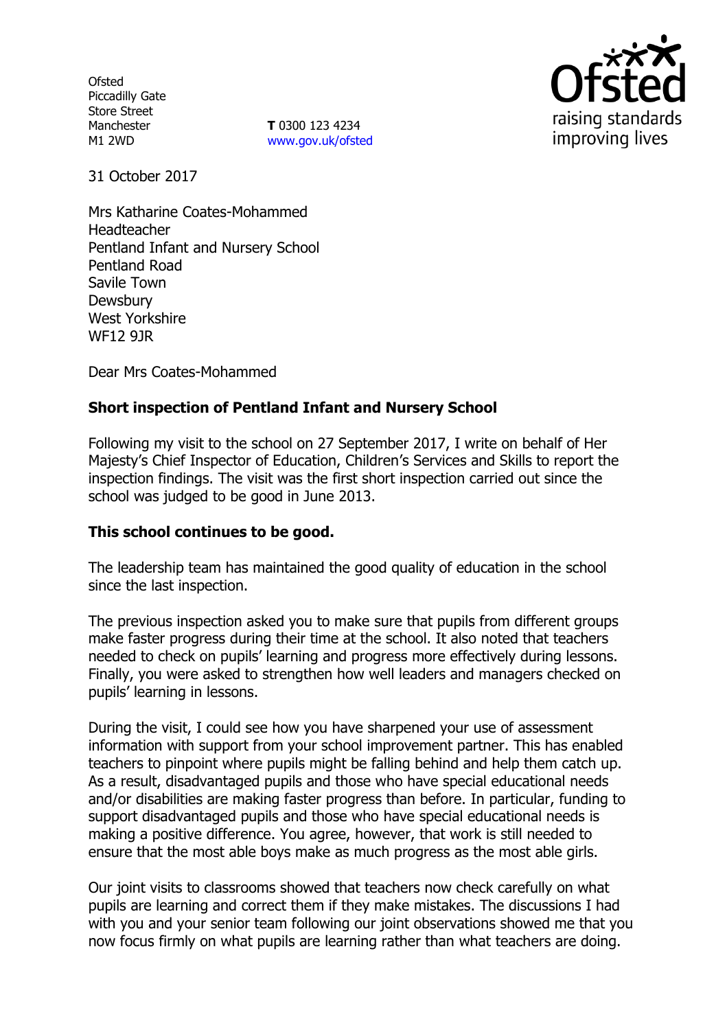Ofsted
Piccadilly Gate
Store Street
Manchester
M1 2WD

**T** 0300 123 4234
www.gov.uk/ofsted

31 October 2017

Mrs Katharine Coates-Mohammed
Headteacher
Pentland Infant and Nursery School
Pentland Road
Savile Town
Dewsbury
West Yorkshire
WF12 9JR

Dear Mrs Coates-Mohammed

**Short inspection of Pentland Infant and Nursery School**

Following my visit to the school on 27 September 2017, I write on behalf of Her Majesty's Chief Inspector of Education, Children's Services and Skills to report the inspection findings. The visit was the first short inspection carried out since the school was judged to be good in June 2013.

**This school continues to be good.**

The leadership team has maintained the good quality of education in the school since the last inspection.

The previous inspection asked you to make sure that pupils from different groups make faster progress during their time at the school. It also noted that teachers needed to check on pupils' learning and progress more effectively during lessons. Finally, you were asked to strengthen how well leaders and managers checked on pupils' learning in lessons.

During the visit, I could see how you have sharpened your use of assessment information with support from your school improvement partner. This has enabled teachers to pinpoint where pupils might be falling behind and help them catch up. As a result, disadvantaged pupils and those who have special educational needs and/or disabilities are making faster progress than before. In particular, funding to support disadvantaged pupils and those who have special educational needs is making a positive difference. You agree, however, that work is still needed to ensure that the most able boys make as much progress as the most able girls.

Our joint visits to classrooms showed that teachers now check carefully on what pupils are learning and correct them if they make mistakes. The discussions I had with you and your senior team following our joint observations showed me that you now focus firmly on what pupils are learning rather than what teachers are doing.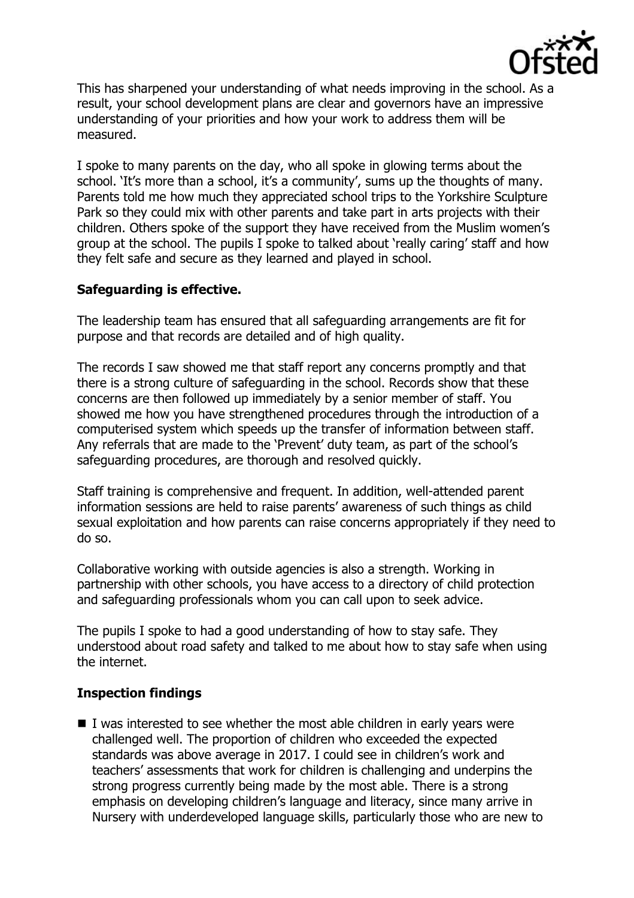This has sharpened your understanding of what needs improving in the school. As a result, your school development plans are clear and governors have an impressive understanding of your priorities and how your work to address them will be measured.

I spoke to many parents on the day, who all spoke in glowing terms about the school. 'It's more than a school, it's a community', sums up the thoughts of many. Parents told me how much they appreciated school trips to the Yorkshire Sculpture Park so they could mix with other parents and take part in arts projects with their children. Others spoke of the support they have received from the Muslim women's group at the school. The pupils I spoke to talked about 'really caring' staff and how they felt safe and secure as they learned and played in school.

## Safeguarding is effective.

The leadership team has ensured that all safeguarding arrangements are fit for purpose and that records are detailed and of high quality.

The records I saw showed me that staff report any concerns promptly and that there is a strong culture of safeguarding in the school. Records show that these concerns are then followed up immediately by a senior member of staff. You showed me how you have strengthened procedures through the introduction of a computerised system which speeds up the transfer of information between staff. Any referrals that are made to the 'Prevent' duty team, as part of the school's safeguarding procedures, are thorough and resolved quickly.

Staff training is comprehensive and frequent. In addition, well-attended parent information sessions are held to raise parents' awareness of such things as child sexual exploitation and how parents can raise concerns appropriately if they need to do so.

Collaborative working with outside agencies is also a strength. Working in partnership with other schools, you have access to a directory of child protection and safeguarding professionals whom you can call upon to seek advice.

The pupils I spoke to had a good understanding of how to stay safe. They understood about road safety and talked to me about how to stay safe when using the internet.

## Inspection findings

- I was interested to see whether the most able children in early years were challenged well. The proportion of children who exceeded the expected standards was above average in 2017. I could see in children's work and teachers' assessments that work for children is challenging and underpins the strong progress currently being made by the most able. There is a strong emphasis on developing children's language and literacy, since many arrive in Nursery with underdeveloped language skills, particularly those who are new to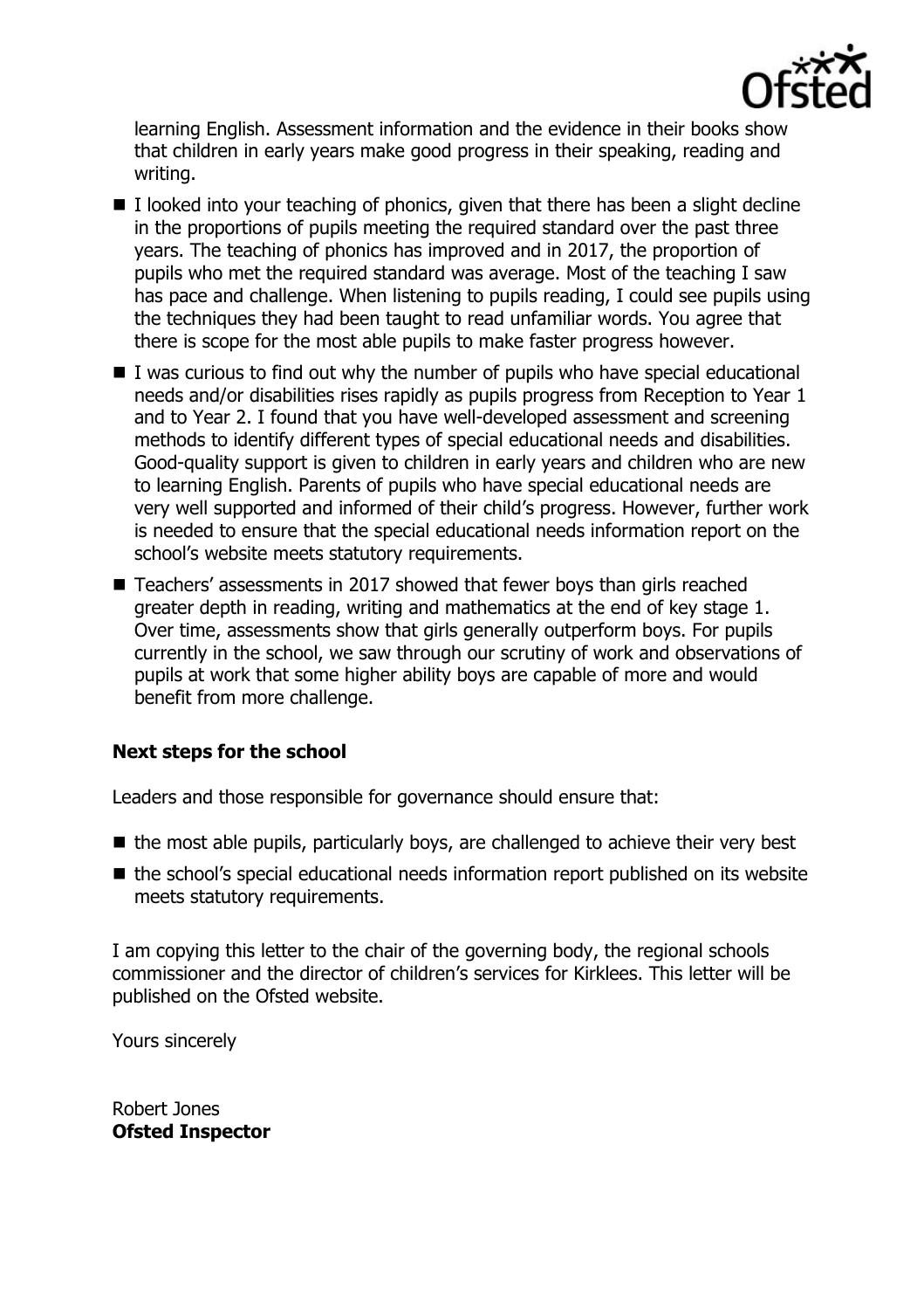learning English. Assessment information and the evidence in their books show that children in early years make good progress in their speaking, reading and writing.

- I looked into your teaching of phonics, given that there has been a slight decline in the proportions of pupils meeting the required standard over the past three years. The teaching of phonics has improved and in 2017, the proportion of pupils who met the required standard was average. Most of the teaching I saw has pace and challenge. When listening to pupils reading, I could see pupils using the techniques they had been taught to read unfamiliar words. You agree that there is scope for the most able pupils to make faster progress however.
- I was curious to find out why the number of pupils who have special educational needs and/or disabilities rises rapidly as pupils progress from Reception to Year 1 and to Year 2. I found that you have well-developed assessment and screening methods to identify different types of special educational needs and disabilities. Good-quality support is given to children in early years and children who are new to learning English. Parents of pupils who have special educational needs are very well supported and informed of their child's progress. However, further work is needed to ensure that the special educational needs information report on the school's website meets statutory requirements.
- Teachers' assessments in 2017 showed that fewer boys than girls reached greater depth in reading, writing and mathematics at the end of key stage 1. Over time, assessments show that girls generally outperform boys. For pupils currently in the school, we saw through our scrutiny of work and observations of pupils at work that some higher ability boys are capable of more and would benefit from more challenge.

### Next steps for the school

Leaders and those responsible for governance should ensure that:

- the most able pupils, particularly boys, are challenged to achieve their very best
- the school's special educational needs information report published on its website meets statutory requirements.

I am copying this letter to the chair of the governing body, the regional schools commissioner and the director of children's services for Kirklees. This letter will be published on the Ofsted website.

Yours sincerely

Robert Jones
**Ofsted Inspector**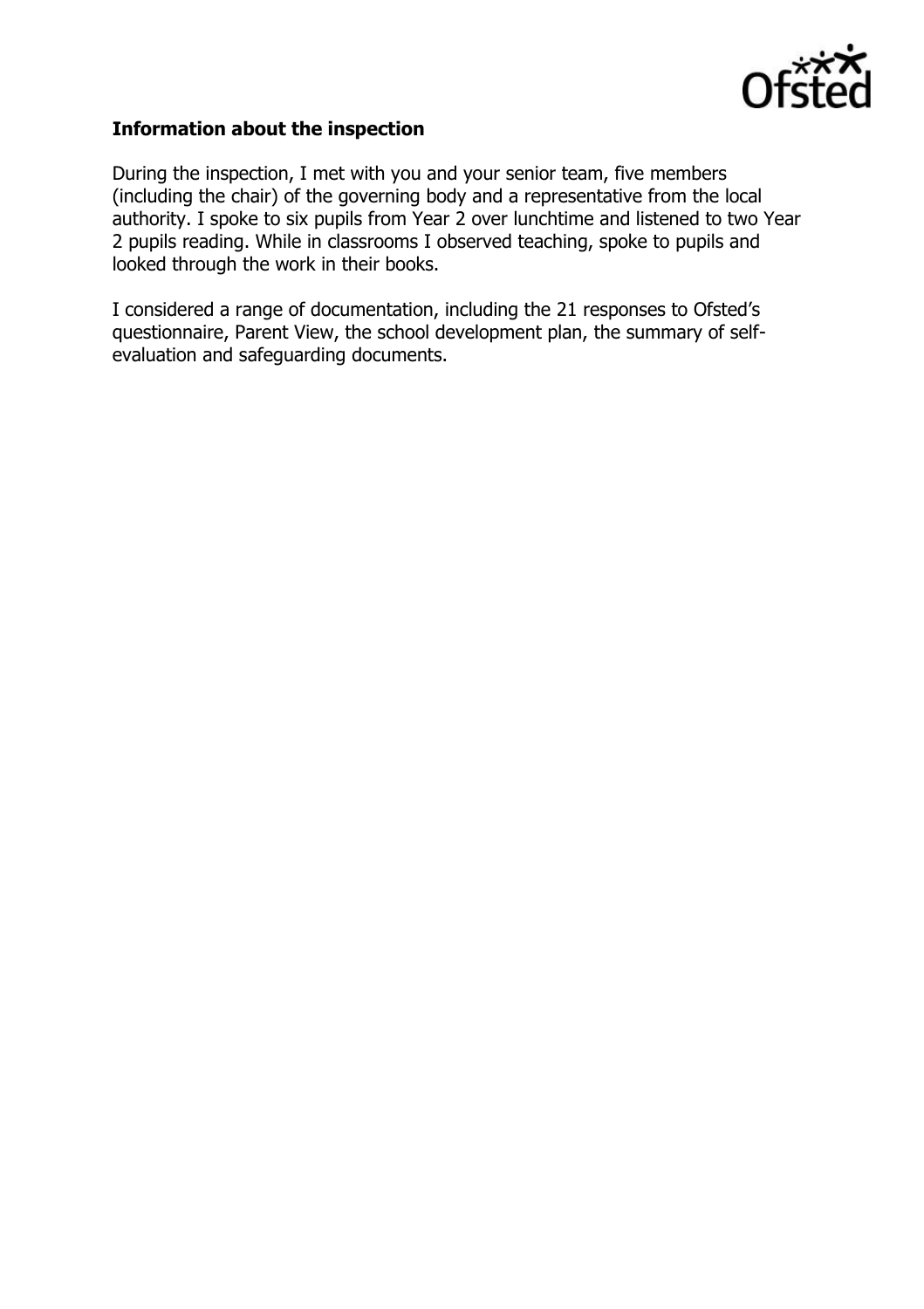**Information about the inspection**

During the inspection, I met with you and your senior team, five members (including the chair) of the governing body and a representative from the local authority. I spoke to six pupils from Year 2 over lunchtime and listened to two Year 2 pupils reading. While in classrooms I observed teaching, spoke to pupils and looked through the work in their books.

I considered a range of documentation, including the 21 responses to Ofsted's questionnaire, Parent View, the school development plan, the summary of self-evaluation and safeguarding documents.